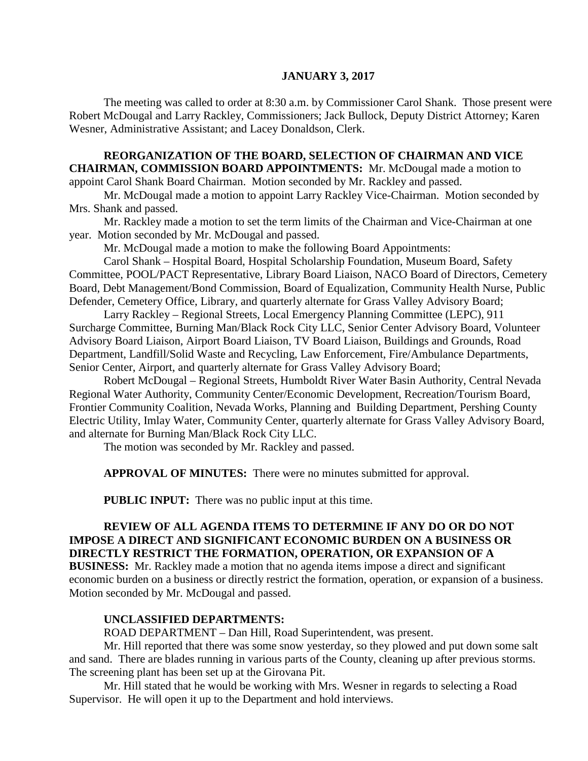**JANUARY 3, 2017**

The meeting was called to order at 8:30 a.m. by Commissioner Carol Shank. Those present were Robert McDougal and Larry Rackley, Commissioners; Jack Bullock, Deputy District Attorney; Karen Wesner, Administrative Assistant; and Lacey Donaldson, Clerk.

**REORGANIZATION OF THE BOARD, SELECTION OF CHAIRMAN AND VICE CHAIRMAN, COMMISSION BOARD APPOINTMENTS:** Mr. McDougal made a motion to appoint Carol Shank Board Chairman. Motion seconded by Mr. Rackley and passed.

Mr. McDougal made a motion to appoint Larry Rackley Vice-Chairman. Motion seconded by Mrs. Shank and passed.

Mr. Rackley made a motion to set the term limits of the Chairman and Vice-Chairman at one year. Motion seconded by Mr. McDougal and passed.

Mr. McDougal made a motion to make the following Board Appointments:

Carol Shank – Hospital Board, Hospital Scholarship Foundation, Museum Board, Safety Committee, POOL/PACT Representative, Library Board Liaison, NACO Board of Directors, Cemetery Board, Debt Management/Bond Commission, Board of Equalization, Community Health Nurse, Public Defender, Cemetery Office, Library, and quarterly alternate for Grass Valley Advisory Board;

Larry Rackley – Regional Streets, Local Emergency Planning Committee (LEPC), 911 Surcharge Committee, Burning Man/Black Rock City LLC, Senior Center Advisory Board, Volunteer Advisory Board Liaison, Airport Board Liaison, TV Board Liaison, Buildings and Grounds, Road Department, Landfill/Solid Waste and Recycling, Law Enforcement, Fire/Ambulance Departments, Senior Center, Airport, and quarterly alternate for Grass Valley Advisory Board;

Robert McDougal – Regional Streets, Humboldt River Water Basin Authority, Central Nevada Regional Water Authority, Community Center/Economic Development, Recreation/Tourism Board, Frontier Community Coalition, Nevada Works, Planning and Building Department, Pershing County Electric Utility, Imlay Water, Community Center, quarterly alternate for Grass Valley Advisory Board, and alternate for Burning Man/Black Rock City LLC.

The motion was seconded by Mr. Rackley and passed.

**APPROVAL OF MINUTES:** There were no minutes submitted for approval.

**PUBLIC INPUT:** There was no public input at this time.

**REVIEW OF ALL AGENDA ITEMS TO DETERMINE IF ANY DO OR DO NOT IMPOSE A DIRECT AND SIGNIFICANT ECONOMIC BURDEN ON A BUSINESS OR DIRECTLY RESTRICT THE FORMATION, OPERATION, OR EXPANSION OF A BUSINESS:** Mr. Rackley made a motion that no agenda items impose a direct and significant economic burden on a business or directly restrict the formation, operation, or expansion of a business. Motion seconded by Mr. McDougal and passed.

**UNCLASSIFIED DEPARTMENTS:**

ROAD DEPARTMENT – Dan Hill, Road Superintendent, was present.

Mr. Hill reported that there was some snow yesterday, so they plowed and put down some salt and sand. There are blades running in various parts of the County, cleaning up after previous storms. The screening plant has been set up at the Girovana Pit.

Mr. Hill stated that he would be working with Mrs. Wesner in regards to selecting a Road Supervisor. He will open it up to the Department and hold interviews.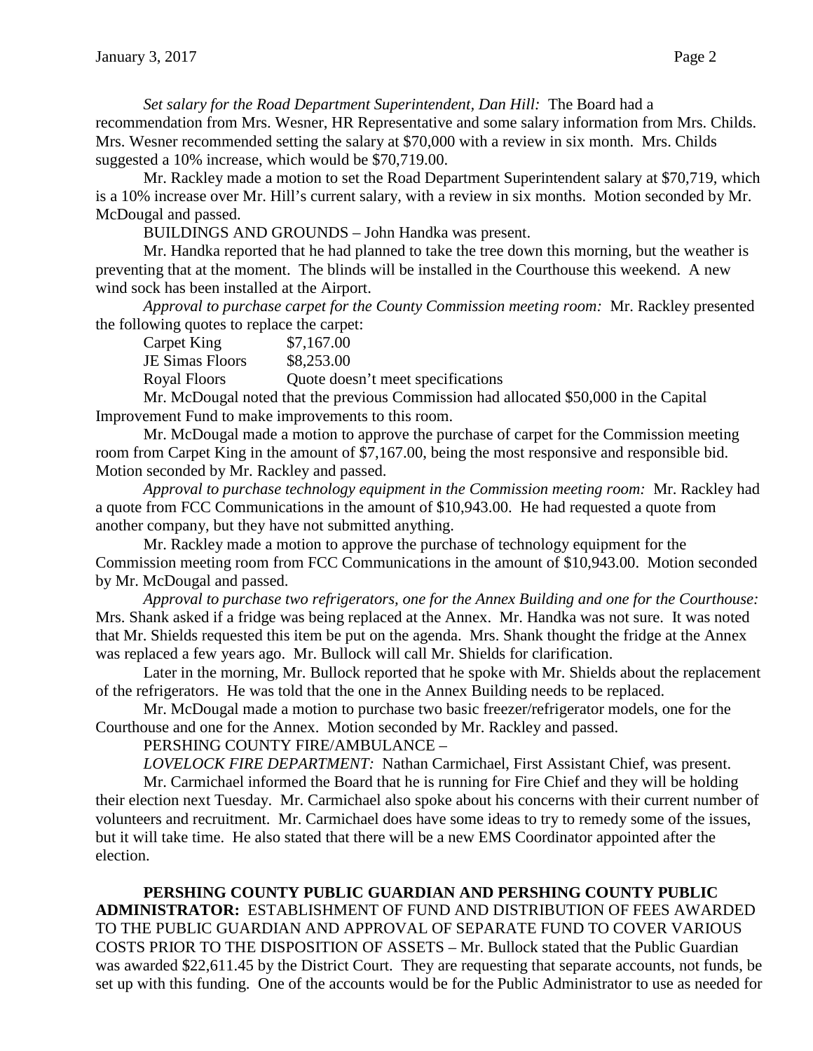*Set salary for the Road Department Superintendent, Dan Hill:* The Board had a recommendation from Mrs. Wesner, HR Representative and some salary information from Mrs. Childs. Mrs. Wesner recommended setting the salary at $70,000 with a review in six month. Mrs. Childs suggested a 10% increase, which would be $70,719.00.

Mr. Rackley made a motion to set the Road Department Superintendent salary at $70,719, which is a 10% increase over Mr. Hill's current salary, with a review in six months. Motion seconded by Mr. McDougal and passed.

BUILDINGS AND GROUNDS – John Handka was present.

Mr. Handka reported that he had planned to take the tree down this morning, but the weather is preventing that at the moment. The blinds will be installed in the Courthouse this weekend. A new wind sock has been installed at the Airport.

*Approval to purchase carpet for the County Commission meeting room:* Mr. Rackley presented the following quotes to replace the carpet:

| | |
|---|---|
| Carpet King | $7,167.00 |
| JE Simas Floors | $8,253.00 |
| Royal Floors | Quote doesn't meet specifications |

Mr. McDougal noted that the previous Commission had allocated $50,000 in the Capital Improvement Fund to make improvements to this room.

Mr. McDougal made a motion to approve the purchase of carpet for the Commission meeting room from Carpet King in the amount of $7,167.00, being the most responsive and responsible bid. Motion seconded by Mr. Rackley and passed.

*Approval to purchase technology equipment in the Commission meeting room:* Mr. Rackley had a quote from FCC Communications in the amount of $10,943.00. He had requested a quote from another company, but they have not submitted anything.

Mr. Rackley made a motion to approve the purchase of technology equipment for the Commission meeting room from FCC Communications in the amount of $10,943.00. Motion seconded by Mr. McDougal and passed.

*Approval to purchase two refrigerators, one for the Annex Building and one for the Courthouse:* Mrs. Shank asked if a fridge was being replaced at the Annex. Mr. Handka was not sure. It was noted that Mr. Shields requested this item be put on the agenda. Mrs. Shank thought the fridge at the Annex was replaced a few years ago. Mr. Bullock will call Mr. Shields for clarification.

Later in the morning, Mr. Bullock reported that he spoke with Mr. Shields about the replacement of the refrigerators. He was told that the one in the Annex Building needs to be replaced.

Mr. McDougal made a motion to purchase two basic freezer/refrigerator models, one for the Courthouse and one for the Annex. Motion seconded by Mr. Rackley and passed.

PERSHING COUNTY FIRE/AMBULANCE –

*LOVELOCK FIRE DEPARTMENT:* Nathan Carmichael, First Assistant Chief, was present.

Mr. Carmichael informed the Board that he is running for Fire Chief and they will be holding their election next Tuesday. Mr. Carmichael also spoke about his concerns with their current number of volunteers and recruitment. Mr. Carmichael does have some ideas to try to remedy some of the issues, but it will take time. He also stated that there will be a new EMS Coordinator appointed after the election.

**PERSHING COUNTY PUBLIC GUARDIAN AND PERSHING COUNTY PUBLIC ADMINISTRATOR:** ESTABLISHMENT OF FUND AND DISTRIBUTION OF FEES AWARDED TO THE PUBLIC GUARDIAN AND APPROVAL OF SEPARATE FUND TO COVER VARIOUS COSTS PRIOR TO THE DISPOSITION OF ASSETS – Mr. Bullock stated that the Public Guardian was awarded $22,611.45 by the District Court. They are requesting that separate accounts, not funds, be set up with this funding. One of the accounts would be for the Public Administrator to use as needed for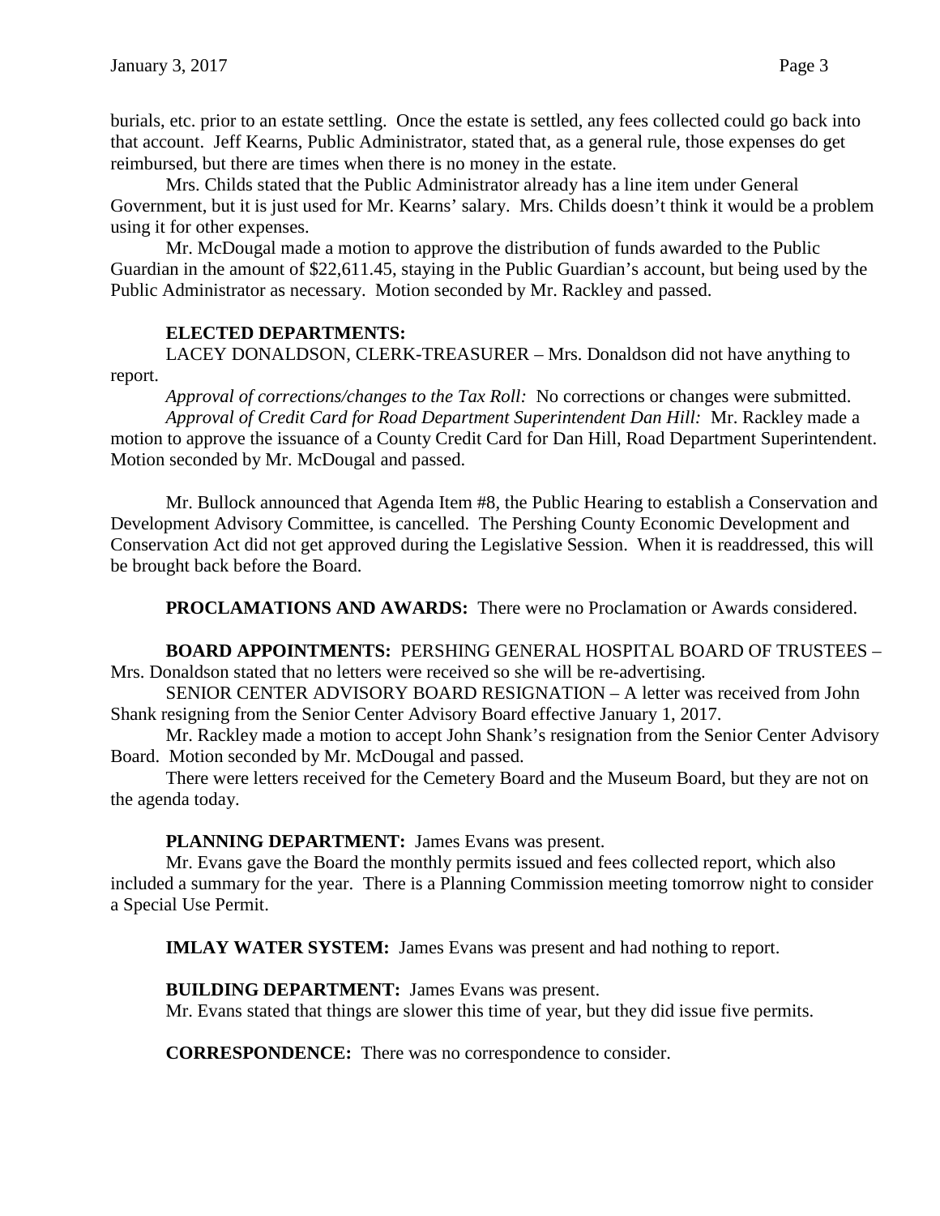burials, etc. prior to an estate settling. Once the estate is settled, any fees collected could go back into that account. Jeff Kearns, Public Administrator, stated that, as a general rule, those expenses do get reimbursed, but there are times when there is no money in the estate.

Mrs. Childs stated that the Public Administrator already has a line item under General Government, but it is just used for Mr. Kearns' salary. Mrs. Childs doesn't think it would be a problem using it for other expenses.

Mr. McDougal made a motion to approve the distribution of funds awarded to the Public Guardian in the amount of $22,611.45, staying in the Public Guardian's account, but being used by the Public Administrator as necessary. Motion seconded by Mr. Rackley and passed.

**ELECTED DEPARTMENTS:**

LACEY DONALDSON, CLERK-TREASURER – Mrs. Donaldson did not have anything to report.

*Approval of corrections/changes to the Tax Roll:* No corrections or changes were submitted.

*Approval of Credit Card for Road Department Superintendent Dan Hill:* Mr. Rackley made a motion to approve the issuance of a County Credit Card for Dan Hill, Road Department Superintendent. Motion seconded by Mr. McDougal and passed.

Mr. Bullock announced that Agenda Item #8, the Public Hearing to establish a Conservation and Development Advisory Committee, is cancelled. The Pershing County Economic Development and Conservation Act did not get approved during the Legislative Session. When it is readdressed, this will be brought back before the Board.

**PROCLAMATIONS AND AWARDS:** There were no Proclamation or Awards considered.

**BOARD APPOINTMENTS:** PERSHING GENERAL HOSPITAL BOARD OF TRUSTEES – Mrs. Donaldson stated that no letters were received so she will be re-advertising.

SENIOR CENTER ADVISORY BOARD RESIGNATION – A letter was received from John Shank resigning from the Senior Center Advisory Board effective January 1, 2017.

Mr. Rackley made a motion to accept John Shank's resignation from the Senior Center Advisory Board. Motion seconded by Mr. McDougal and passed.

There were letters received for the Cemetery Board and the Museum Board, but they are not on the agenda today.

**PLANNING DEPARTMENT:** James Evans was present.

Mr. Evans gave the Board the monthly permits issued and fees collected report, which also included a summary for the year. There is a Planning Commission meeting tomorrow night to consider a Special Use Permit.

**IMLAY WATER SYSTEM:** James Evans was present and had nothing to report.

**BUILDING DEPARTMENT:** James Evans was present.

Mr. Evans stated that things are slower this time of year, but they did issue five permits.

**CORRESPONDENCE:** There was no correspondence to consider.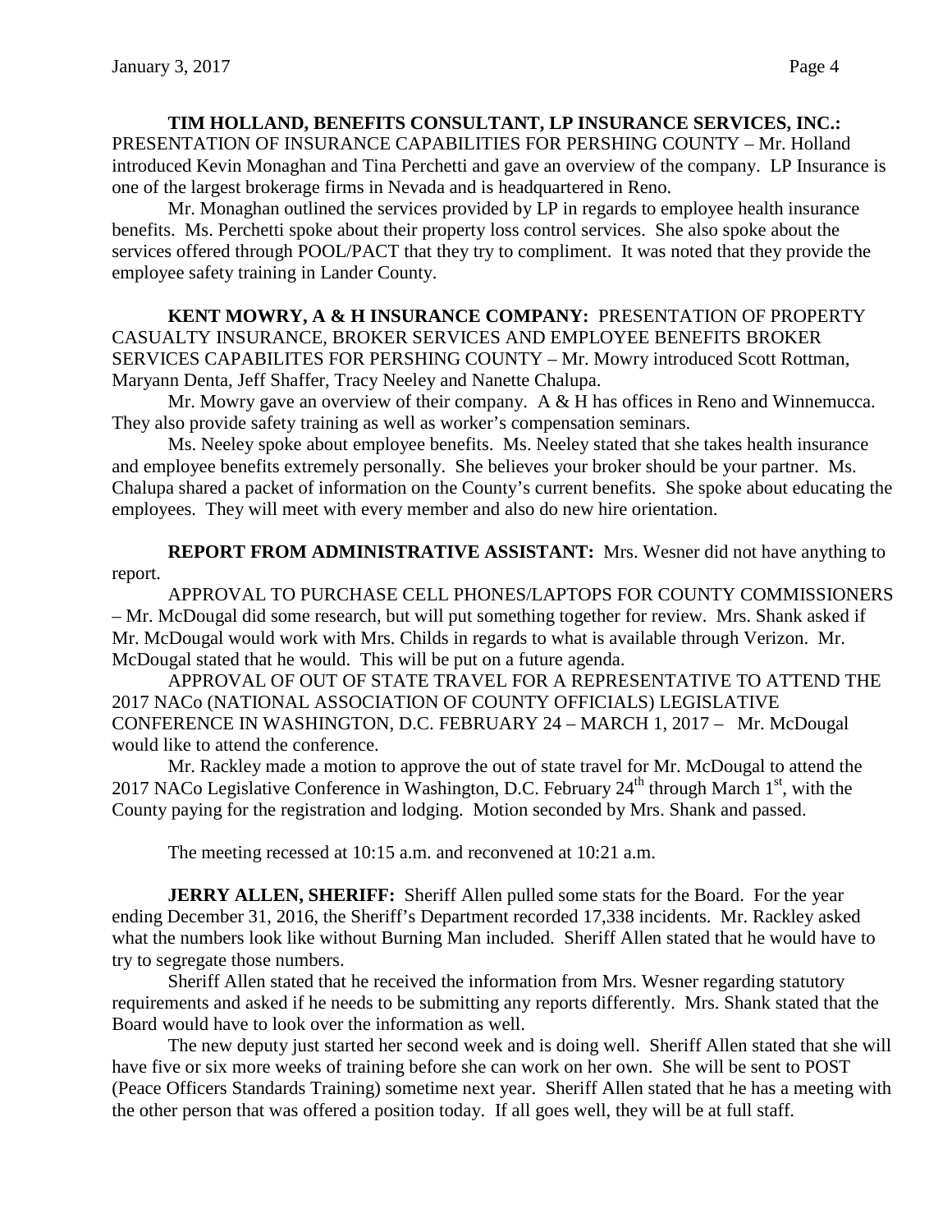**TIM HOLLAND, BENEFITS CONSULTANT, LP INSURANCE SERVICES, INC.:** PRESENTATION OF INSURANCE CAPABILITIES FOR PERSHING COUNTY – Mr. Holland introduced Kevin Monaghan and Tina Perchetti and gave an overview of the company. LP Insurance is one of the largest brokerage firms in Nevada and is headquartered in Reno.

Mr. Monaghan outlined the services provided by LP in regards to employee health insurance benefits. Ms. Perchetti spoke about their property loss control services. She also spoke about the services offered through POOL/PACT that they try to compliment. It was noted that they provide the employee safety training in Lander County.

**KENT MOWRY, A & H INSURANCE COMPANY:** PRESENTATION OF PROPERTY CASUALTY INSURANCE, BROKER SERVICES AND EMPLOYEE BENEFITS BROKER SERVICES CAPABILITES FOR PERSHING COUNTY – Mr. Mowry introduced Scott Rottman, Maryann Denta, Jeff Shaffer, Tracy Neeley and Nanette Chalupa.

Mr. Mowry gave an overview of their company. A & H has offices in Reno and Winnemucca. They also provide safety training as well as worker's compensation seminars.

Ms. Neeley spoke about employee benefits. Ms. Neeley stated that she takes health insurance and employee benefits extremely personally. She believes your broker should be your partner. Ms. Chalupa shared a packet of information on the County's current benefits. She spoke about educating the employees. They will meet with every member and also do new hire orientation.

**REPORT FROM ADMINISTRATIVE ASSISTANT:** Mrs. Wesner did not have anything to report.

APPROVAL TO PURCHASE CELL PHONES/LAPTOPS FOR COUNTY COMMISSIONERS – Mr. McDougal did some research, but will put something together for review. Mrs. Shank asked if Mr. McDougal would work with Mrs. Childs in regards to what is available through Verizon. Mr. McDougal stated that he would. This will be put on a future agenda.

APPROVAL OF OUT OF STATE TRAVEL FOR A REPRESENTATIVE TO ATTEND THE 2017 NACo (NATIONAL ASSOCIATION OF COUNTY OFFICIALS) LEGISLATIVE CONFERENCE IN WASHINGTON, D.C. FEBRUARY 24 – MARCH 1, 2017 – Mr. McDougal would like to attend the conference.

Mr. Rackley made a motion to approve the out of state travel for Mr. McDougal to attend the 2017 NACo Legislative Conference in Washington, D.C. February 24th through March 1st, with the County paying for the registration and lodging. Motion seconded by Mrs. Shank and passed.

The meeting recessed at 10:15 a.m. and reconvened at 10:21 a.m.

**JERRY ALLEN, SHERIFF:** Sheriff Allen pulled some stats for the Board. For the year ending December 31, 2016, the Sheriff's Department recorded 17,338 incidents. Mr. Rackley asked what the numbers look like without Burning Man included. Sheriff Allen stated that he would have to try to segregate those numbers.

Sheriff Allen stated that he received the information from Mrs. Wesner regarding statutory requirements and asked if he needs to be submitting any reports differently. Mrs. Shank stated that the Board would have to look over the information as well.

The new deputy just started her second week and is doing well. Sheriff Allen stated that she will have five or six more weeks of training before she can work on her own. She will be sent to POST (Peace Officers Standards Training) sometime next year. Sheriff Allen stated that he has a meeting with the other person that was offered a position today. If all goes well, they will be at full staff.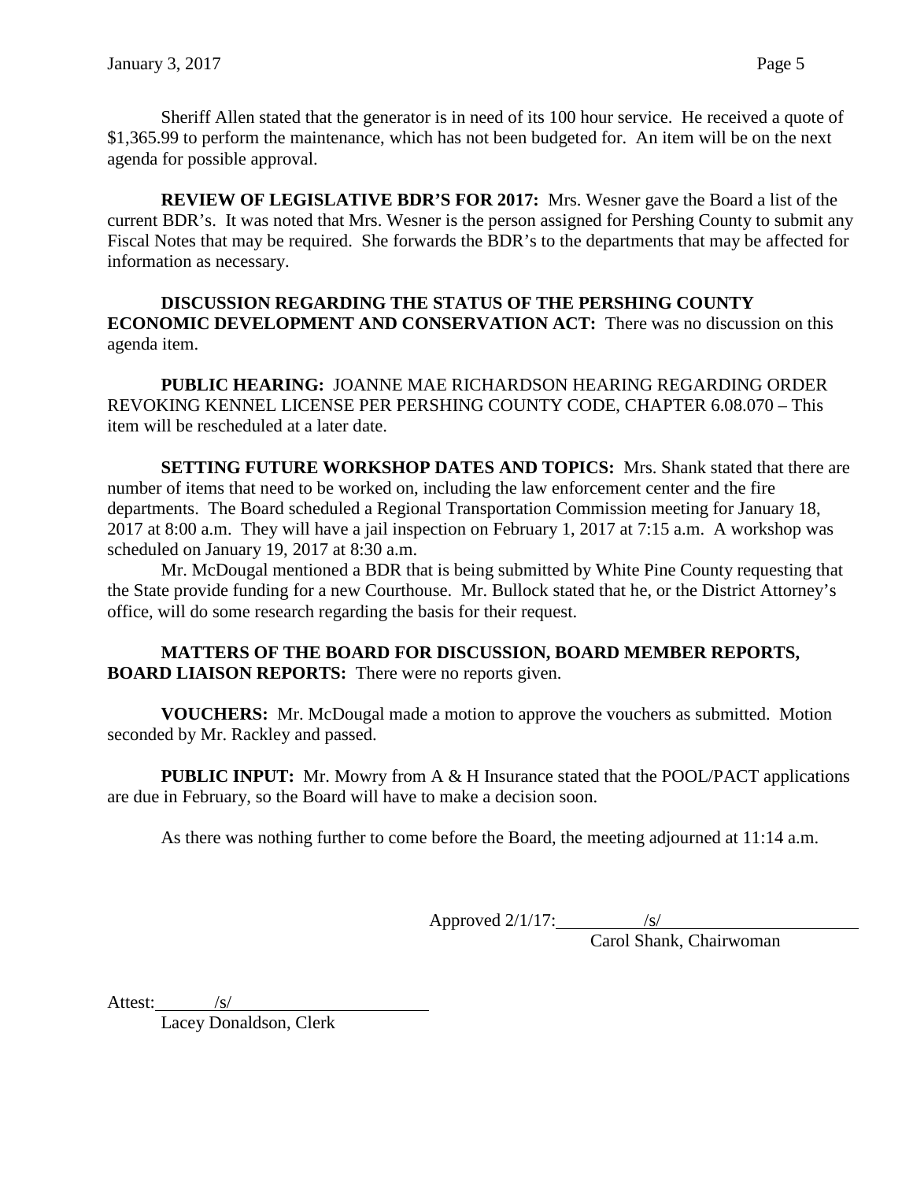Sheriff Allen stated that the generator is in need of its 100 hour service. He received a quote of $1,365.99 to perform the maintenance, which has not been budgeted for. An item will be on the next agenda for possible approval.

**REVIEW OF LEGISLATIVE BDR'S FOR 2017:** Mrs. Wesner gave the Board a list of the current BDR's. It was noted that Mrs. Wesner is the person assigned for Pershing County to submit any Fiscal Notes that may be required. She forwards the BDR's to the departments that may be affected for information as necessary.

**DISCUSSION REGARDING THE STATUS OF THE PERSHING COUNTY ECONOMIC DEVELOPMENT AND CONSERVATION ACT:** There was no discussion on this agenda item.

**PUBLIC HEARING:** JOANNE MAE RICHARDSON HEARING REGARDING ORDER REVOKING KENNEL LICENSE PER PERSHING COUNTY CODE, CHAPTER 6.08.070 – This item will be rescheduled at a later date.

**SETTING FUTURE WORKSHOP DATES AND TOPICS:** Mrs. Shank stated that there are number of items that need to be worked on, including the law enforcement center and the fire departments. The Board scheduled a Regional Transportation Commission meeting for January 18, 2017 at 8:00 a.m. They will have a jail inspection on February 1, 2017 at 7:15 a.m. A workshop was scheduled on January 19, 2017 at 8:30 a.m.

Mr. McDougal mentioned a BDR that is being submitted by White Pine County requesting that the State provide funding for a new Courthouse. Mr. Bullock stated that he, or the District Attorney's office, will do some research regarding the basis for their request.

**MATTERS OF THE BOARD FOR DISCUSSION, BOARD MEMBER REPORTS, BOARD LIAISON REPORTS:** There were no reports given.

**VOUCHERS:** Mr. McDougal made a motion to approve the vouchers as submitted. Motion seconded by Mr. Rackley and passed.

**PUBLIC INPUT:** Mr. Mowry from A & H Insurance stated that the POOL/PACT applications are due in February, so the Board will have to make a decision soon.

As there was nothing further to come before the Board, the meeting adjourned at 11:14 a.m.

Approved 2/1/17: /s/
Carol Shank, Chairwoman

Attest: /s/
Lacey Donaldson, Clerk